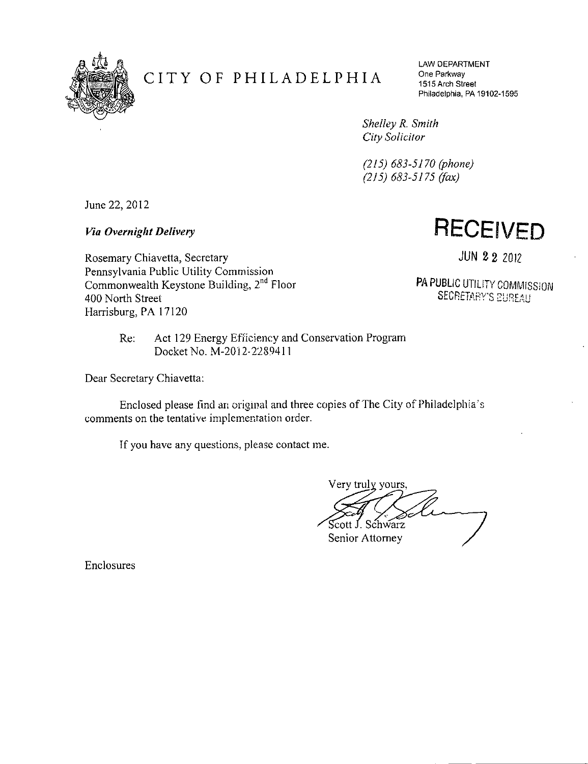# CITY OF PHILADELPHIA

LAW DEPARTMENT
One Parkway
1515 Arch Street
Philadelphia, PA 19102-1595

*Shelley R. Smith*
*City Solicitor*

*(215) 683-5170 (phone)*
*(215) 683-5175 (fax)*

June 22, 2012

***Via Overnight Delivery***

**RECEIVED**

JUN 22 2012

PA PUBLIC UTILITY COMMISSION
SECRETARY'S BUREAU

Rosemary Chiavetta, Secretary
Pennsylvania Public Utility Commission
Commonwealth Keystone Building, 2nd Floor
400 North Street
Harrisburg, PA 17120

Re: Act 129 Energy Efficiency and Conservation Program
Docket No. M-2012-2289411

Dear Secretary Chiavetta:

Enclosed please find an original and three copies of The City of Philadelphia's comments on the tentative implementation order.

If you have any questions, please contact me.

Very truly yours,

Scott J. Schwarz
Senior Attorney

Enclosures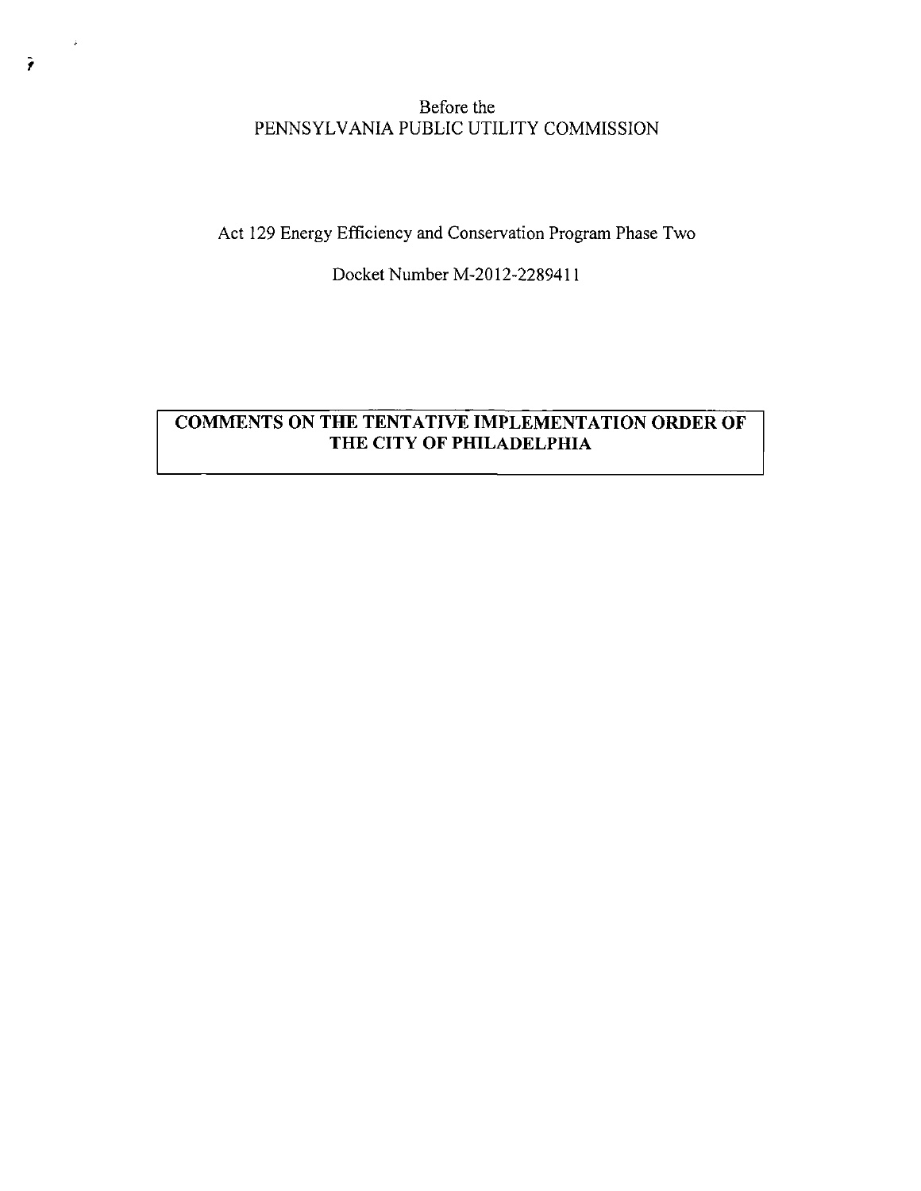Before the
PENNSYLVANIA PUBLIC UTILITY COMMISSION

Act 129 Energy Efficiency and Conservation Program Phase Two

Docket Number M-2012-2289411

**COMMENTS ON THE TENTATIVE IMPLEMENTATION ORDER OF THE CITY OF PHILADELPHIA**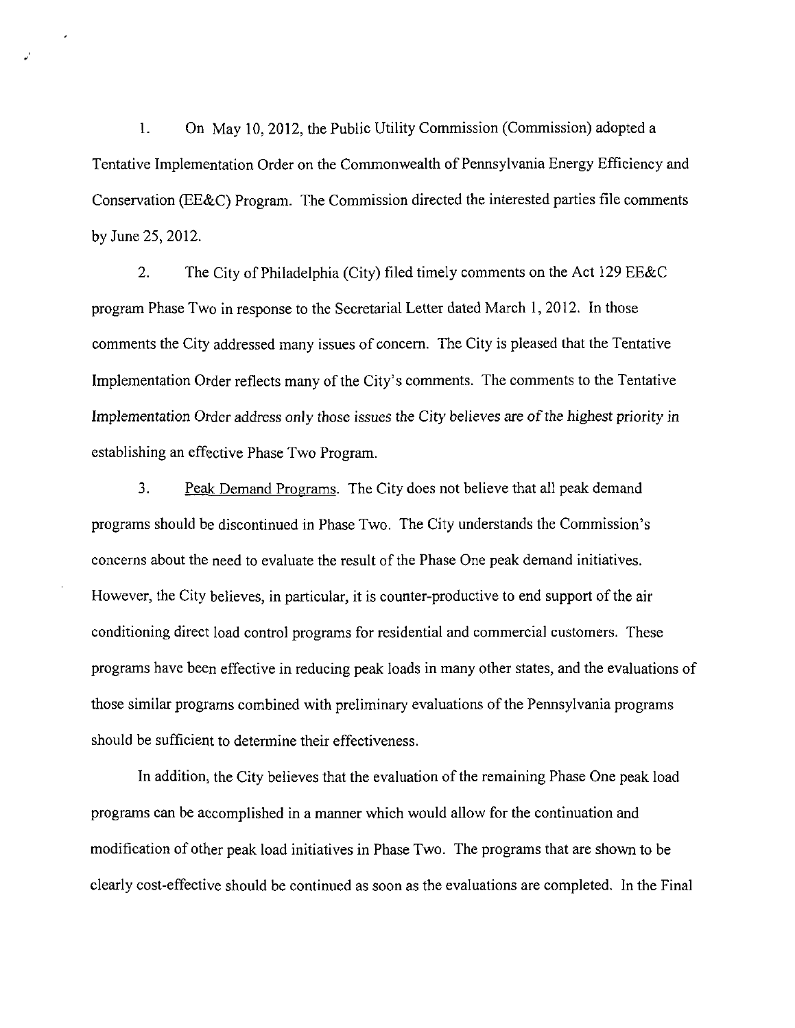1. On May 10, 2012, the Public Utility Commission (Commission) adopted a Tentative Implementation Order on the Commonwealth of Pennsylvania Energy Efficiency and Conservation (EE&C) Program. The Commission directed the interested parties file comments by June 25, 2012.

2. The City of Philadelphia (City) filed timely comments on the Act 129 EE&C program Phase Two in response to the Secretarial Letter dated March 1, 2012. In those comments the City addressed many issues of concern. The City is pleased that the Tentative Implementation Order reflects many of the City's comments. The comments to the Tentative Implementation Order address only those issues the City believes are of the highest priority in establishing an effective Phase Two Program.

3. Peak Demand Programs. The City does not believe that all peak demand programs should be discontinued in Phase Two. The City understands the Commission's concerns about the need to evaluate the result of the Phase One peak demand initiatives. However, the City believes, in particular, it is counter-productive to end support of the air conditioning direct load control programs for residential and commercial customers. These programs have been effective in reducing peak loads in many other states, and the evaluations of those similar programs combined with preliminary evaluations of the Pennsylvania programs should be sufficient to determine their effectiveness.

In addition, the City believes that the evaluation of the remaining Phase One peak load programs can be accomplished in a manner which would allow for the continuation and modification of other peak load initiatives in Phase Two. The programs that are shown to be clearly cost-effective should be continued as soon as the evaluations are completed. In the Final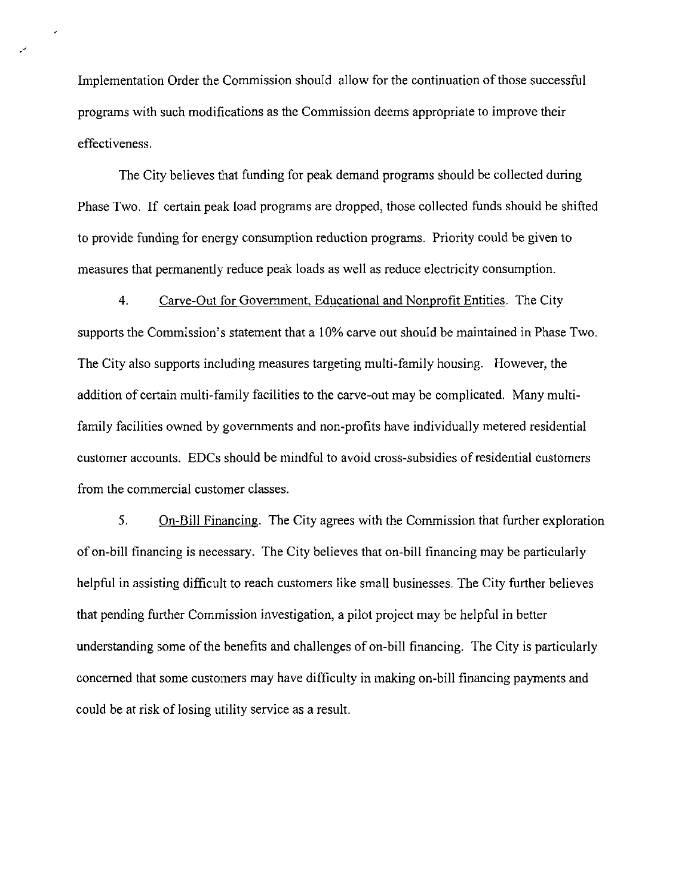Implementation Order the Commission should allow for the continuation of those successful programs with such modifications as the Commission deems appropriate to improve their effectiveness.

The City believes that funding for peak demand programs should be collected during Phase Two. If certain peak load programs are dropped, those collected funds should be shifted to provide funding for energy consumption reduction programs. Priority could be given to measures that permanently reduce peak loads as well as reduce electricity consumption.

4. Carve-Out for Government, Educational and Nonprofit Entities. The City supports the Commission's statement that a 10% carve out should be maintained in Phase Two. The City also supports including measures targeting multi-family housing. However, the addition of certain multi-family facilities to the carve-out may be complicated. Many multi-family facilities owned by governments and non-profits have individually metered residential customer accounts. EDCs should be mindful to avoid cross-subsidies of residential customers from the commercial customer classes.

5. On-Bill Financing. The City agrees with the Commission that further exploration of on-bill financing is necessary. The City believes that on-bill financing may be particularly helpful in assisting difficult to reach customers like small businesses. The City further believes that pending further Commission investigation, a pilot project may be helpful in better understanding some of the benefits and challenges of on-bill financing. The City is particularly concerned that some customers may have difficulty in making on-bill financing payments and could be at risk of losing utility service as a result.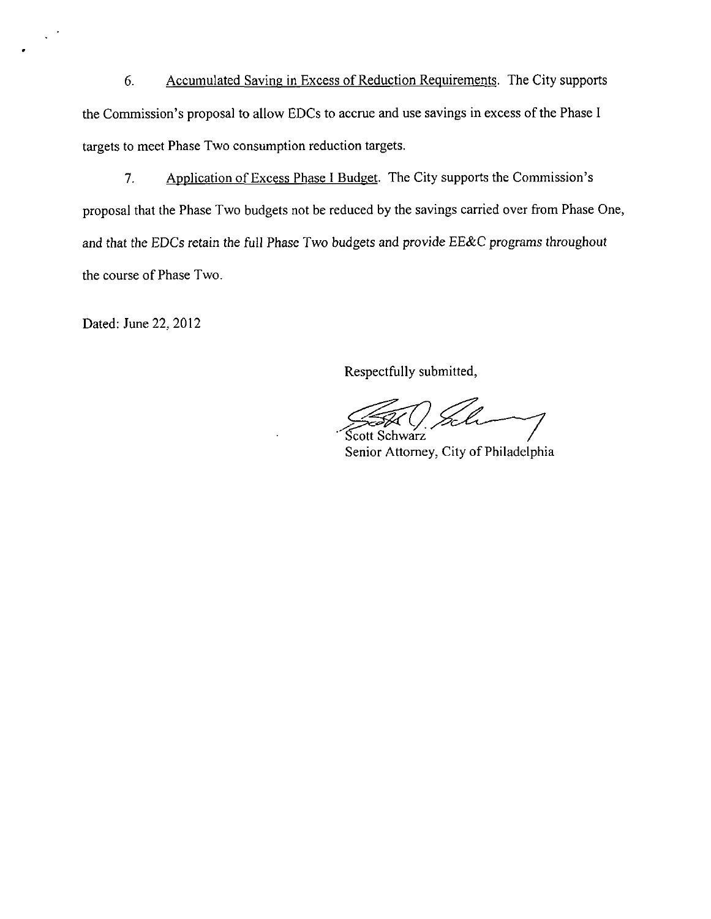6. Accumulated Saving in Excess of Reduction Requirements. The City supports the Commission's proposal to allow EDCs to accrue and use savings in excess of the Phase I targets to meet Phase Two consumption reduction targets.

7. Application of Excess Phase I Budget. The City supports the Commission's proposal that the Phase Two budgets not be reduced by the savings carried over from Phase One, and that the EDCs retain the full Phase Two budgets and provide EE&C programs throughout the course of Phase Two.

Dated: June 22, 2012

Respectfully submitted,

Scott Schwarz
Senior Attorney, City of Philadelphia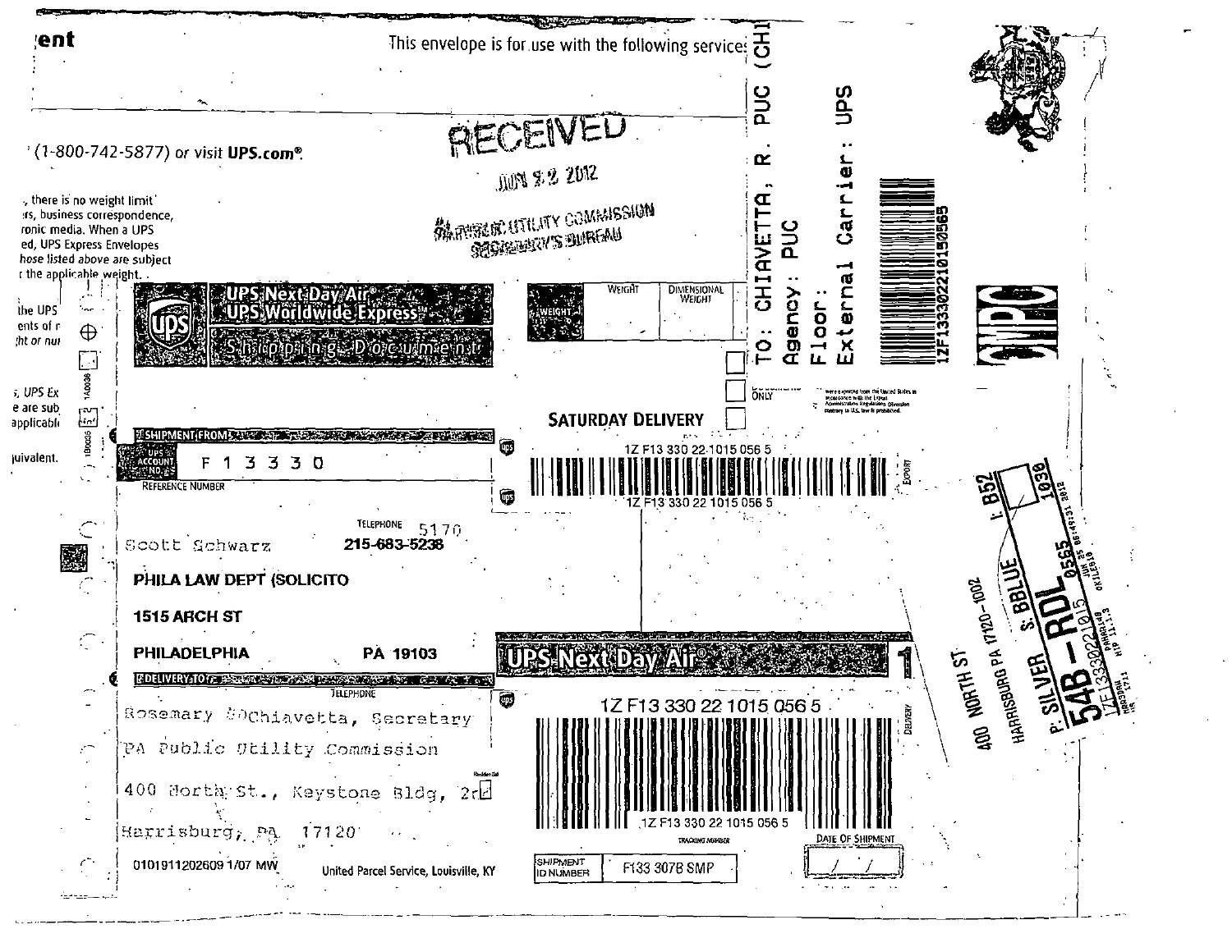ent

This envelope is for use with the following services (CHI

(1-800-742-5877) or visit **UPS.com**®.

, there is no weight limit
ers, business correspondence,
ronic media. When a UPS
ed, UPS Express Envelopes
hose listed above are subject
r the applicable weight.

the UPS
ents of r
ght or nur

s, UPS Ex
e are sub
applicabl

uivalent.

RECEIVED

JUN 22 2012

PA PUBLIC UTILITY COMMISSION
SECRETARY'S BUREAU

TO: CHIAVETTA, R. PUC (CHI
Agency: PUC
Floor:
External Carrier: UPS

1ZF133302210150565

**UPS Next Day Air®**
**UPS Worldwide Express**
**Shipping Document**

WEIGHT | DIMENSIONAL WEIGHT

SATURDAY DELIVERY

SHIPMENT FROM

UPS ACCOUNT NO. F 1 3 3 3 0

REFERENCE NUMBER

1Z F13 330 22 1015 056 5

TELEPHONE 5170

Scott Schwarz 215-683-5238

PHILA LAW DEPT (SOLICITO

1515 ARCH ST

PHILADELPHIA PA 19103

DELIVERY TO

TELEPHONE

Rosemary Chiavetta, Secretary

PA Public Utility Commission

400 North St., Keystone Bldg, 2nd

Harrisburg, PA 17120

**UPS Next Day Air®** 1

1Z F13 330 22 1015 056 5

TRACKING NUMBER

DATE OF SHIPMENT / /

0101911202609 1/07 MW

United Parcel Service, Louisville, KY

SHIPMENT ID NUMBER F133 307B SMP

400 NORTH ST
HARRISBURG PA 17120-1002

P: SILVER S: BBLUE I: B52

54B-RDL 0565 1030

1ZF133302210150565